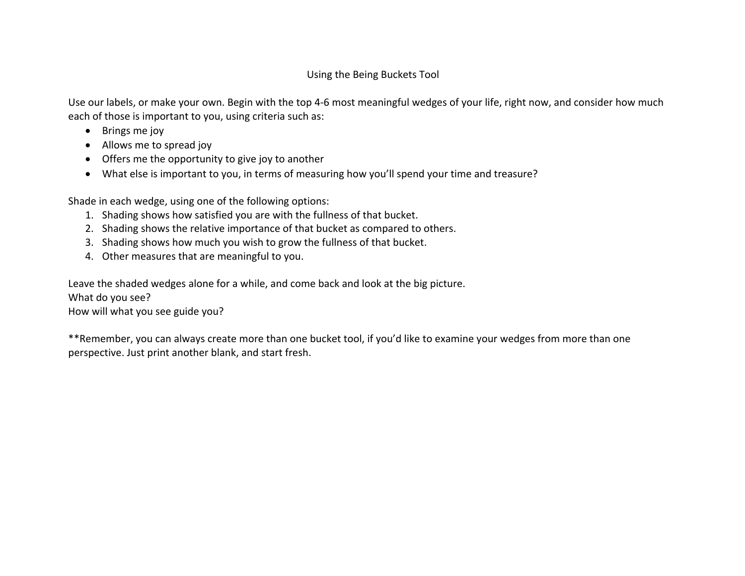# Using the Being Buckets Tool

Use our labels, or make your own. Begin with the top 4-6 most meaningful wedges of your life, right now, and consider how much each of those is important to you, using criteria such as:

- Brings me joy
- Allows me to spread joy
- Offers me the opportunity to give joy to another
- What else is important to you, in terms of measuring how you'll spend your time and treasure?

Shade in each wedge, using one of the following options:

1. Shading shows how satisfied you are with the fullness of that bucket.
2. Shading shows the relative importance of that bucket as compared to others.
3. Shading shows how much you wish to grow the fullness of that bucket.
4. Other measures that are meaningful to you.

Leave the shaded wedges alone for a while, and come back and look at the big picture.
What do you see?
How will what you see guide you?

**Remember, you can always create more than one bucket tool, if you'd like to examine your wedges from more than one perspective. Just print another blank, and start fresh.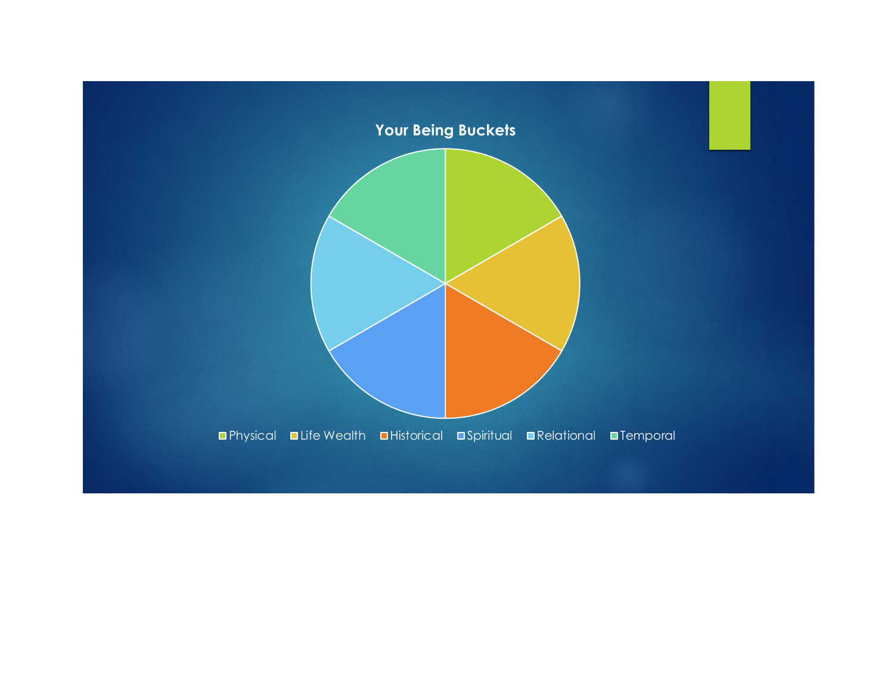Your Being Buckets

Physical
Life Wealth
Historical
Spiritual
Relational
Temporal